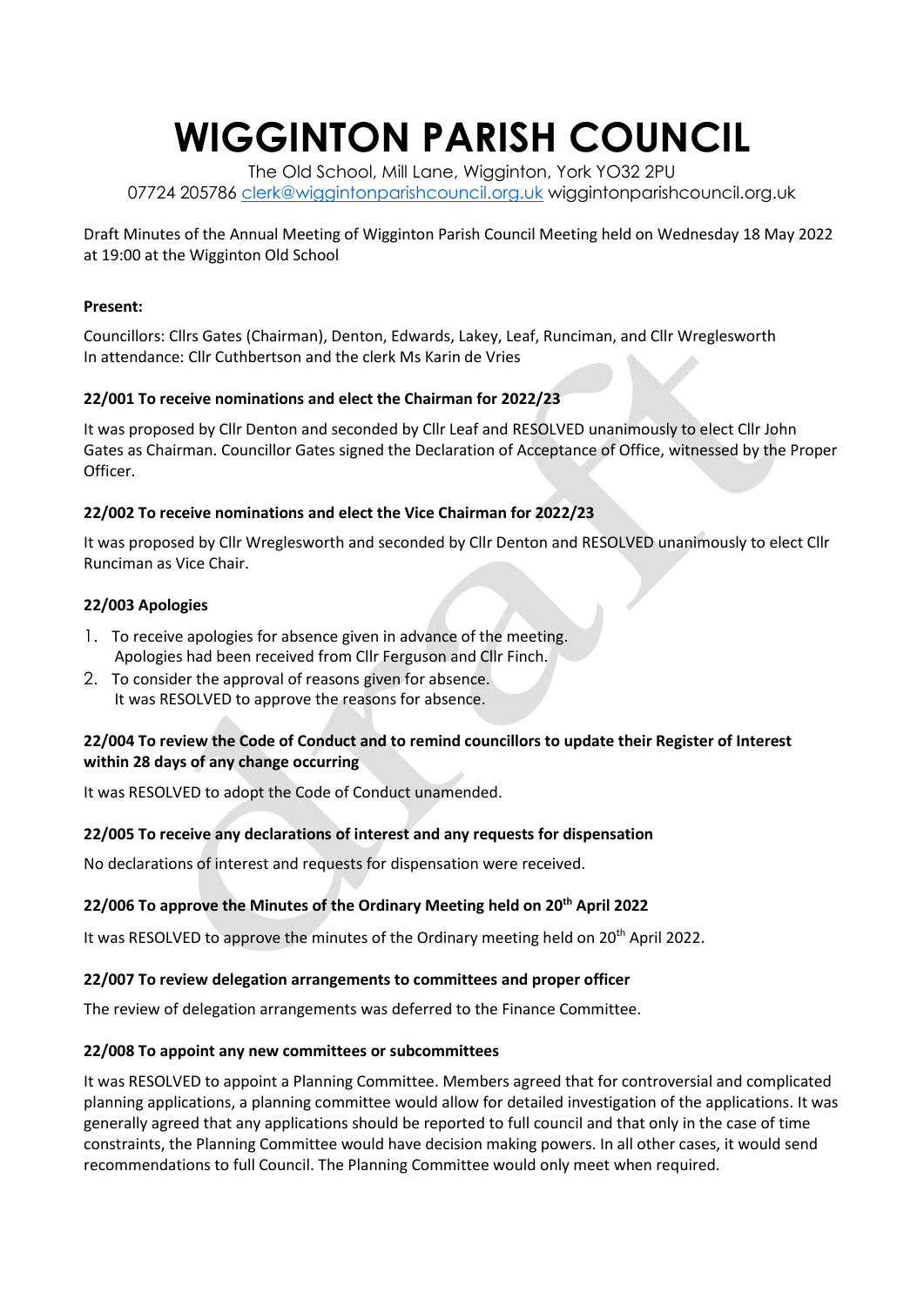# WIGGINTON PARISH COUNCIL

The Old School, Mill Lane, Wigginton, York YO32 2PU
07724 205786 clerk@wiggintonparishcouncil.org.uk wiggintonparishcouncil.org.uk

Draft Minutes of the Annual Meeting of Wigginton Parish Council Meeting held on Wednesday 18 May 2022 at 19:00 at the Wigginton Old School

**Present:**

Councillors: Cllrs Gates (Chairman), Denton, Edwards, Lakey, Leaf, Runciman, and Cllr Wreglesworth
In attendance: Cllr Cuthbertson and the clerk Ms Karin de Vries

### 22/001 To receive nominations and elect the Chairman for 2022/23

It was proposed by Cllr Denton and seconded by Cllr Leaf and RESOLVED unanimously to elect Cllr John Gates as Chairman. Councillor Gates signed the Declaration of Acceptance of Office, witnessed by the Proper Officer.

### 22/002 To receive nominations and elect the Vice Chairman for 2022/23

It was proposed by Cllr Wreglesworth and seconded by Cllr Denton and RESOLVED unanimously to elect Cllr Runciman as Vice Chair.

### 22/003 Apologies

1. To receive apologies for absence given in advance of the meeting.
   Apologies had been received from Cllr Ferguson and Cllr Finch.
2. To consider the approval of reasons given for absence.
   It was RESOLVED to approve the reasons for absence.

### 22/004 To review the Code of Conduct and to remind councillors to update their Register of Interest within 28 days of any change occurring

It was RESOLVED to adopt the Code of Conduct unamended.

### 22/005 To receive any declarations of interest and any requests for dispensation

No declarations of interest and requests for dispensation were received.

### 22/006 To approve the Minutes of the Ordinary Meeting held on 20th April 2022

It was RESOLVED to approve the minutes of the Ordinary meeting held on 20th April 2022.

### 22/007 To review delegation arrangements to committees and proper officer

The review of delegation arrangements was deferred to the Finance Committee.

### 22/008 To appoint any new committees or subcommittees

It was RESOLVED to appoint a Planning Committee. Members agreed that for controversial and complicated planning applications, a planning committee would allow for detailed investigation of the applications. It was generally agreed that any applications should be reported to full council and that only in the case of time constraints, the Planning Committee would have decision making powers. In all other cases, it would send recommendations to full Council. The Planning Committee would only meet when required.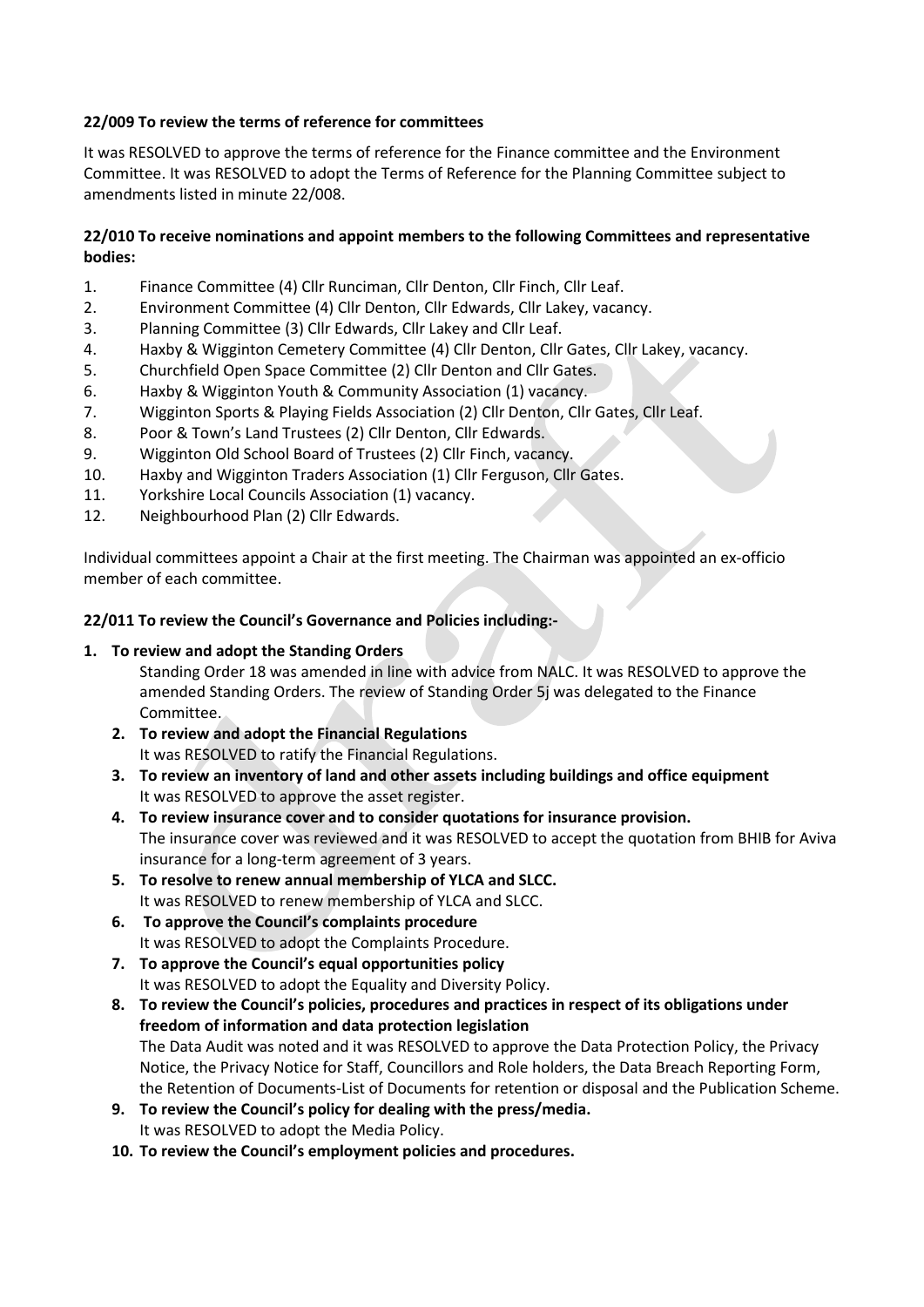**22/009 To review the terms of reference for committees**

It was RESOLVED to approve the terms of reference for the Finance committee and the Environment Committee. It was RESOLVED to adopt the Terms of Reference for the Planning Committee subject to amendments listed in minute 22/008.

**22/010 To receive nominations and appoint members to the following Committees and representative bodies:**

1. Finance Committee (4) Cllr Runciman, Cllr Denton, Cllr Finch, Cllr Leaf.
2. Environment Committee (4) Cllr Denton, Cllr Edwards, Cllr Lakey, vacancy.
3. Planning Committee (3) Cllr Edwards, Cllr Lakey and Cllr Leaf.
4. Haxby & Wigginton Cemetery Committee (4) Cllr Denton, Cllr Gates, Cllr Lakey, vacancy.
5. Churchfield Open Space Committee (2) Cllr Denton and Cllr Gates.
6. Haxby & Wigginton Youth & Community Association (1) vacancy.
7. Wigginton Sports & Playing Fields Association (2) Cllr Denton, Cllr Gates, Cllr Leaf.
8. Poor & Town's Land Trustees (2) Cllr Denton, Cllr Edwards.
9. Wigginton Old School Board of Trustees (2) Cllr Finch, vacancy.
10. Haxby and Wigginton Traders Association (1) Cllr Ferguson, Cllr Gates.
11. Yorkshire Local Councils Association (1) vacancy.
12. Neighbourhood Plan (2) Cllr Edwards.

Individual committees appoint a Chair at the first meeting. The Chairman was appointed an ex-officio member of each committee.

**22/011 To review the Council's Governance and Policies including:-**

1. **To review and adopt the Standing Orders**
   Standing Order 18 was amended in line with advice from NALC. It was RESOLVED to approve the amended Standing Orders. The review of Standing Order 5j was delegated to the Finance Committee.
2. **To review and adopt the Financial Regulations**
   It was RESOLVED to ratify the Financial Regulations.
3. **To review an inventory of land and other assets including buildings and office equipment**
   It was RESOLVED to approve the asset register.
4. **To review insurance cover and to consider quotations for insurance provision.**
   The insurance cover was reviewed and it was RESOLVED to accept the quotation from BHIB for Aviva insurance for a long-term agreement of 3 years.
5. **To resolve to renew annual membership of YLCA and SLCC.**
   It was RESOLVED to renew membership of YLCA and SLCC.
6. **To approve the Council's complaints procedure**
   It was RESOLVED to adopt the Complaints Procedure.
7. **To approve the Council's equal opportunities policy**
   It was RESOLVED to adopt the Equality and Diversity Policy.
8. **To review the Council's policies, procedures and practices in respect of its obligations under freedom of information and data protection legislation**
   The Data Audit was noted and it was RESOLVED to approve the Data Protection Policy, the Privacy Notice, the Privacy Notice for Staff, Councillors and Role holders, the Data Breach Reporting Form, the Retention of Documents-List of Documents for retention or disposal and the Publication Scheme.
9. **To review the Council's policy for dealing with the press/media.**
   It was RESOLVED to adopt the Media Policy.
10. **To review the Council's employment policies and procedures.**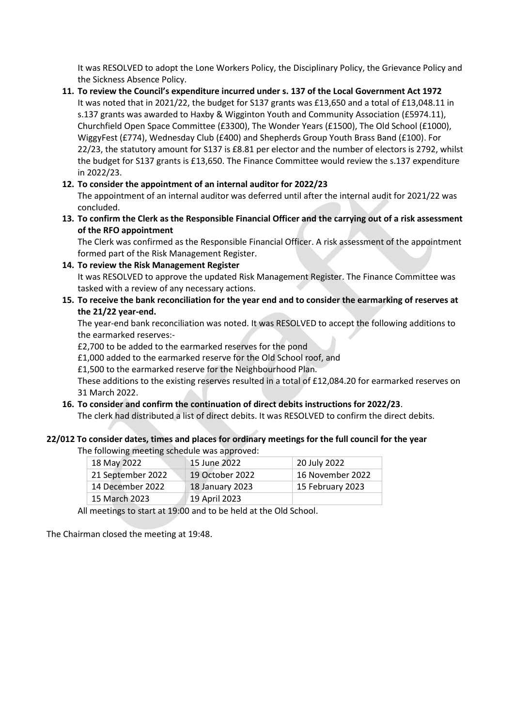It was RESOLVED to adopt the Lone Workers Policy, the Disciplinary Policy, the Grievance Policy and the Sickness Absence Policy.

11. **To review the Council's expenditure incurred under s. 137 of the Local Government Act 1972**
    It was noted that in 2021/22, the budget for S137 grants was £13,650 and a total of £13,048.11 in s.137 grants was awarded to Haxby & Wigginton Youth and Community Association (£5974.11), Churchfield Open Space Committee (£3300), The Wonder Years (£1500), The Old School (£1000), WiggyFest (£774), Wednesday Club (£400) and Shepherds Group Youth Brass Band (£100). For 22/23, the statutory amount for S137 is £8.81 per elector and the number of electors is 2792, whilst the budget for S137 grants is £13,650. The Finance Committee would review the s.137 expenditure in 2022/23.
12. **To consider the appointment of an internal auditor for 2022/23**
    The appointment of an internal auditor was deferred until after the internal audit for 2021/22 was concluded.
13. **To confirm the Clerk as the Responsible Financial Officer and the carrying out of a risk assessment of the RFO appointment**
    The Clerk was confirmed as the Responsible Financial Officer. A risk assessment of the appointment formed part of the Risk Management Register.
14. **To review the Risk Management Register**
    It was RESOLVED to approve the updated Risk Management Register. The Finance Committee was tasked with a review of any necessary actions.
15. **To receive the bank reconciliation for the year end and to consider the earmarking of reserves at the 21/22 year-end.**
    The year-end bank reconciliation was noted. It was RESOLVED to accept the following additions to the earmarked reserves:-
    £2,700 to be added to the earmarked reserves for the pond
    £1,000 added to the earmarked reserve for the Old School roof, and
    £1,500 to the earmarked reserve for the Neighbourhood Plan.
    These additions to the existing reserves resulted in a total of £12,084.20 for earmarked reserves on 31 March 2022.
16. **To consider and confirm the continuation of direct debits instructions for 2022/23**.
    The clerk had distributed a list of direct debits. It was RESOLVED to confirm the direct debits.

**22/012 To consider dates, times and places for ordinary meetings for the full council for the year**

The following meeting schedule was approved:

| | | |
|---|---|---|
| 18 May 2022 | 15 June 2022 | 20 July 2022 |
| 21 September 2022 | 19 October 2022 | 16 November 2022 |
| 14 December 2022 | 18 January 2023 | 15 February 2023 |
| 15 March 2023 | 19 April 2023 | |

All meetings to start at 19:00 and to be held at the Old School.

The Chairman closed the meeting at 19:48.